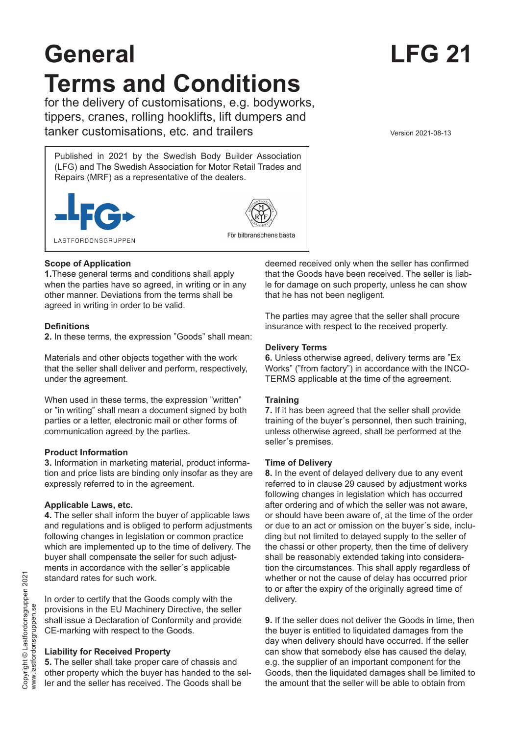# General Terms and Conditions

**LFG 21**

for the delivery of customisations, e.g. bodyworks, tippers, cranes, rolling hooklifts, lift dumpers and tanker customisations, etc. and trailers

Version 2021-08-13

Published in 2021 by the Swedish Body Builder Association (LFG) and The Swedish Association for Motor Retail Trades and Repairs (MRF) as a representative of the dealers.

LASTFORDONSGRUPPEN

För bilbranschens bästa

### Scope of Application

**1.** These general terms and conditions shall apply when the parties have so agreed, in writing or in any other manner. Deviations from the terms shall be agreed in writing in order to be valid.

### Definitions

**2.** In these terms, the expression "Goods" shall mean:

Materials and other objects together with the work that the seller shall deliver and perform, respectively, under the agreement.

When used in these terms, the expression "written" or "in writing" shall mean a document signed by both parties or a letter, electronic mail or other forms of communication agreed by the parties.

### Product Information

**3.** Information in marketing material, product information and price lists are binding only insofar as they are expressly referred to in the agreement.

### Applicable Laws, etc.

**4.** The seller shall inform the buyer of applicable laws and regulations and is obliged to perform adjustments following changes in legislation or common practice which are implemented up to the time of delivery. The buyer shall compensate the seller for such adjustments in accordance with the seller´s applicable standard rates for such work.

In order to certify that the Goods comply with the provisions in the EU Machinery Directive, the seller shall issue a Declaration of Conformity and provide CE-marking with respect to the Goods.

### Liability for Received Property

**5.** The seller shall take proper care of chassis and other property which the buyer has handed to the seller and the seller has received. The Goods shall be deemed received only when the seller has confirmed that the Goods have been received. The seller is liable for damage on such property, unless he can show that he has not been negligent.

The parties may agree that the seller shall procure insurance with respect to the received property.

### Delivery Terms

**6.** Unless otherwise agreed, delivery terms are "Ex Works" ("from factory") in accordance with the INCOTERMS applicable at the time of the agreement.

### Training

**7.** If it has been agreed that the seller shall provide training of the buyer´s personnel, then such training, unless otherwise agreed, shall be performed at the seller´s premises.

### Time of Delivery

**8.** In the event of delayed delivery due to any event referred to in clause 29 caused by adjustment works following changes in legislation which has occurred after ordering and of which the seller was not aware, or should have been aware of, at the time of the order or due to an act or omission on the buyer´s side, including but not limited to delayed supply to the seller of the chassi or other property, then the time of delivery shall be reasonably extended taking into consideration the circumstances. This shall apply regardless of whether or not the cause of delay has occurred prior to or after the expiry of the originally agreed time of delivery.

**9.** If the seller does not deliver the Goods in time, then the buyer is entitled to liquidated damages from the day when delivery should have occurred. If the seller can show that somebody else has caused the delay, e.g. the supplier of an important component for the Goods, then the liquidated damages shall be limited to the amount that the seller will be able to obtain from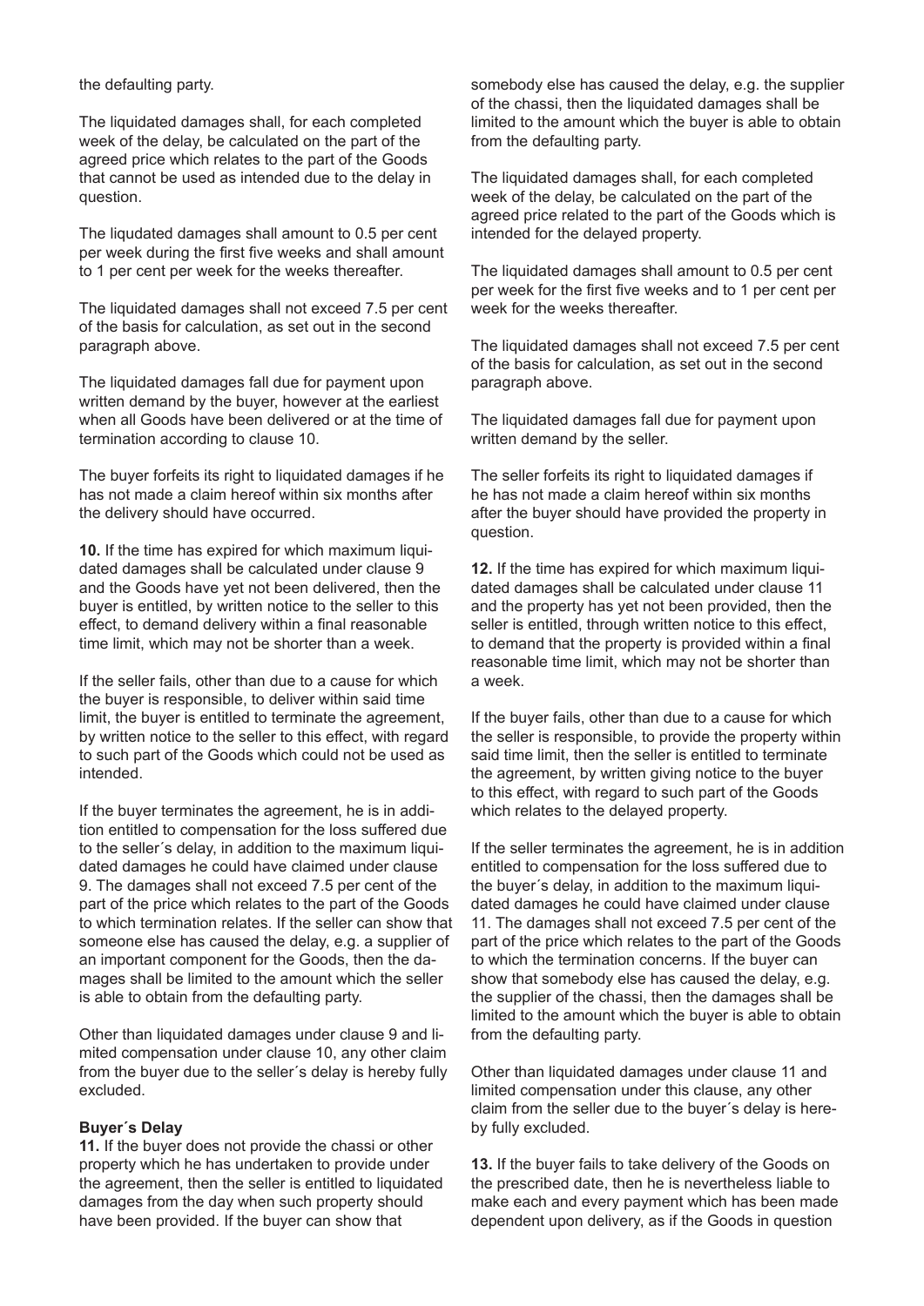the defaulting party.

The liquidated damages shall, for each completed week of the delay, be calculated on the part of the agreed price which relates to the part of the Goods that cannot be used as intended due to the delay in question.

The liqudated damages shall amount to 0.5 per cent per week during the first five weeks and shall amount to 1 per cent per week for the weeks thereafter.

The liquidated damages shall not exceed 7.5 per cent of the basis for calculation, as set out in the second paragraph above.

The liquidated damages fall due for payment upon written demand by the buyer, however at the earliest when all Goods have been delivered or at the time of termination according to clause 10.

The buyer forfeits its right to liquidated damages if he has not made a claim hereof within six months after the delivery should have occurred.

**10.** If the time has expired for which maximum liquidated damages shall be calculated under clause 9 and the Goods have yet not been delivered, then the buyer is entitled, by written notice to the seller to this effect, to demand delivery within a final reasonable time limit, which may not be shorter than a week.

If the seller fails, other than due to a cause for which the buyer is responsible, to deliver within said time limit, the buyer is entitled to terminate the agreement, by written notice to the seller to this effect, with regard to such part of the Goods which could not be used as intended.

If the buyer terminates the agreement, he is in addition entitled to compensation for the loss suffered due to the seller´s delay, in addition to the maximum liquidated damages he could have claimed under clause 9. The damages shall not exceed 7.5 per cent of the part of the price which relates to the part of the Goods to which termination relates. If the seller can show that someone else has caused the delay, e.g. a supplier of an important component for the Goods, then the damages shall be limited to the amount which the seller is able to obtain from the defaulting party.

Other than liquidated damages under clause 9 and limited compensation under clause 10, any other claim from the buyer due to the seller´s delay is hereby fully excluded.

**Buyer´s Delay**

**11.** If the buyer does not provide the chassi or other property which he has undertaken to provide under the agreement, then the seller is entitled to liquidated damages from the day when such property should have been provided. If the buyer can show that somebody else has caused the delay, e.g. the supplier of the chassi, then the liquidated damages shall be limited to the amount which the buyer is able to obtain from the defaulting party.

The liquidated damages shall, for each completed week of the delay, be calculated on the part of the agreed price related to the part of the Goods which is intended for the delayed property.

The liquidated damages shall amount to 0.5 per cent per week for the first five weeks and to 1 per cent per week for the weeks thereafter.

The liquidated damages shall not exceed 7.5 per cent of the basis for calculation, as set out in the second paragraph above.

The liquidated damages fall due for payment upon written demand by the seller.

The seller forfeits its right to liquidated damages if he has not made a claim hereof within six months after the buyer should have provided the property in question.

**12.** If the time has expired for which maximum liquidated damages shall be calculated under clause 11 and the property has yet not been provided, then the seller is entitled, through written notice to this effect, to demand that the property is provided within a final reasonable time limit, which may not be shorter than a week.

If the buyer fails, other than due to a cause for which the seller is responsible, to provide the property within said time limit, then the seller is entitled to terminate the agreement, by written giving notice to the buyer to this effect, with regard to such part of the Goods which relates to the delayed property.

If the seller terminates the agreement, he is in addition entitled to compensation for the loss suffered due to the buyer´s delay, in addition to the maximum liquidated damages he could have claimed under clause 11. The damages shall not exceed 7.5 per cent of the part of the price which relates to the part of the Goods to which the termination concerns. If the buyer can show that somebody else has caused the delay, e.g. the supplier of the chassi, then the damages shall be limited to the amount which the buyer is able to obtain from the defaulting party.

Other than liquidated damages under clause 11 and limited compensation under this clause, any other claim from the seller due to the buyer´s delay is hereby fully excluded.

**13.** If the buyer fails to take delivery of the Goods on the prescribed date, then he is nevertheless liable to make each and every payment which has been made dependent upon delivery, as if the Goods in question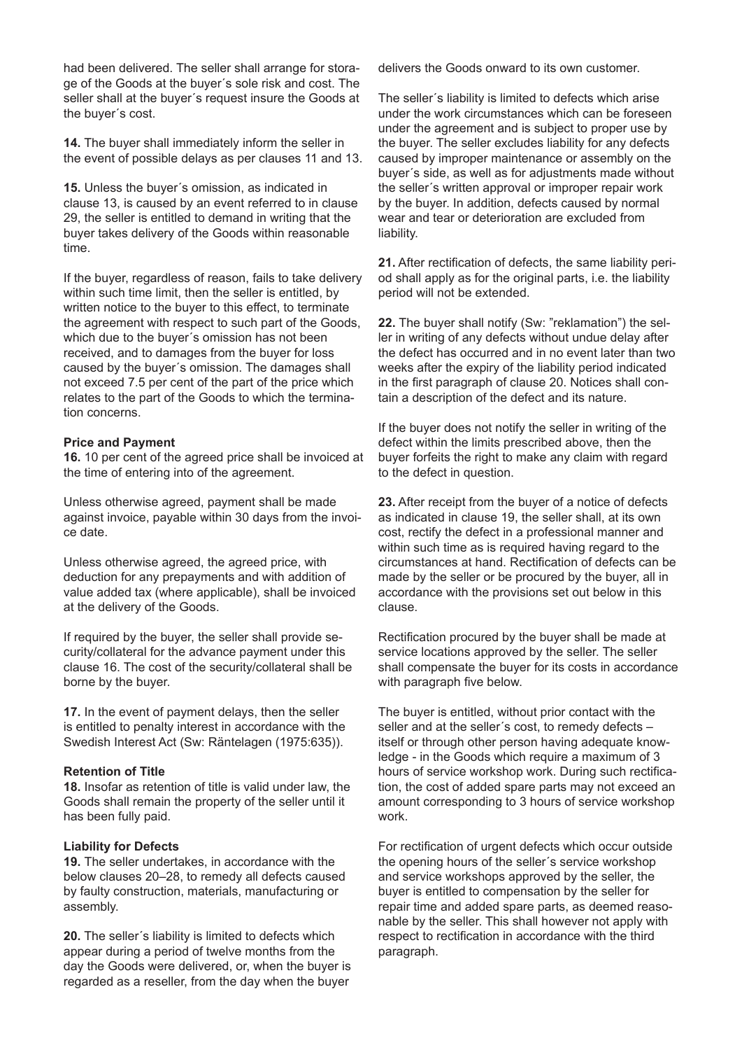had been delivered. The seller shall arrange for storage of the Goods at the buyer´s sole risk and cost. The seller shall at the buyer´s request insure the Goods at the buyer´s cost.

**14.** The buyer shall immediately inform the seller in the event of possible delays as per clauses 11 and 13.

**15.** Unless the buyer´s omission, as indicated in clause 13, is caused by an event referred to in clause 29, the seller is entitled to demand in writing that the buyer takes delivery of the Goods within reasonable time.

If the buyer, regardless of reason, fails to take delivery within such time limit, then the seller is entitled, by written notice to the buyer to this effect, to terminate the agreement with respect to such part of the Goods, which due to the buyer´s omission has not been received, and to damages from the buyer for loss caused by the buyer´s omission. The damages shall not exceed 7.5 per cent of the part of the price which relates to the part of the Goods to which the termination concerns.

**Price and Payment**

**16.** 10 per cent of the agreed price shall be invoiced at the time of entering into of the agreement.

Unless otherwise agreed, payment shall be made against invoice, payable within 30 days from the invoice date.

Unless otherwise agreed, the agreed price, with deduction for any prepayments and with addition of value added tax (where applicable), shall be invoiced at the delivery of the Goods.

If required by the buyer, the seller shall provide security/collateral for the advance payment under this clause 16. The cost of the security/collateral shall be borne by the buyer.

**17.** In the event of payment delays, then the seller is entitled to penalty interest in accordance with the Swedish Interest Act (Sw: Räntelagen (1975:635)).

**Retention of Title**

**18.** Insofar as retention of title is valid under law, the Goods shall remain the property of the seller until it has been fully paid.

**Liability for Defects**

**19.** The seller undertakes, in accordance with the below clauses 20–28, to remedy all defects caused by faulty construction, materials, manufacturing or assembly.

**20.** The seller´s liability is limited to defects which appear during a period of twelve months from the day the Goods were delivered, or, when the buyer is regarded as a reseller, from the day when the buyer delivers the Goods onward to its own customer.

The seller´s liability is limited to defects which arise under the work circumstances which can be foreseen under the agreement and is subject to proper use by the buyer. The seller excludes liability for any defects caused by improper maintenance or assembly on the buyer´s side, as well as for adjustments made without the seller´s written approval or improper repair work by the buyer. In addition, defects caused by normal wear and tear or deterioration are excluded from liability.

**21.** After rectification of defects, the same liability period shall apply as for the original parts, i.e. the liability period will not be extended.

**22.** The buyer shall notify (Sw: "reklamation") the seller in writing of any defects without undue delay after the defect has occurred and in no event later than two weeks after the expiry of the liability period indicated in the first paragraph of clause 20. Notices shall contain a description of the defect and its nature.

If the buyer does not notify the seller in writing of the defect within the limits prescribed above, then the buyer forfeits the right to make any claim with regard to the defect in question.

**23.** After receipt from the buyer of a notice of defects as indicated in clause 19, the seller shall, at its own cost, rectify the defect in a professional manner and within such time as is required having regard to the circumstances at hand. Rectification of defects can be made by the seller or be procured by the buyer, all in accordance with the provisions set out below in this clause.

Rectification procured by the buyer shall be made at service locations approved by the seller. The seller shall compensate the buyer for its costs in accordance with paragraph five below.

The buyer is entitled, without prior contact with the seller and at the seller´s cost, to remedy defects – itself or through other person having adequate knowledge - in the Goods which require a maximum of 3 hours of service workshop work. During such rectification, the cost of added spare parts may not exceed an amount corresponding to 3 hours of service workshop work.

For rectification of urgent defects which occur outside the opening hours of the seller´s service workshop and service workshops approved by the seller, the buyer is entitled to compensation by the seller for repair time and added spare parts, as deemed reasonable by the seller. This shall however not apply with respect to rectification in accordance with the third paragraph.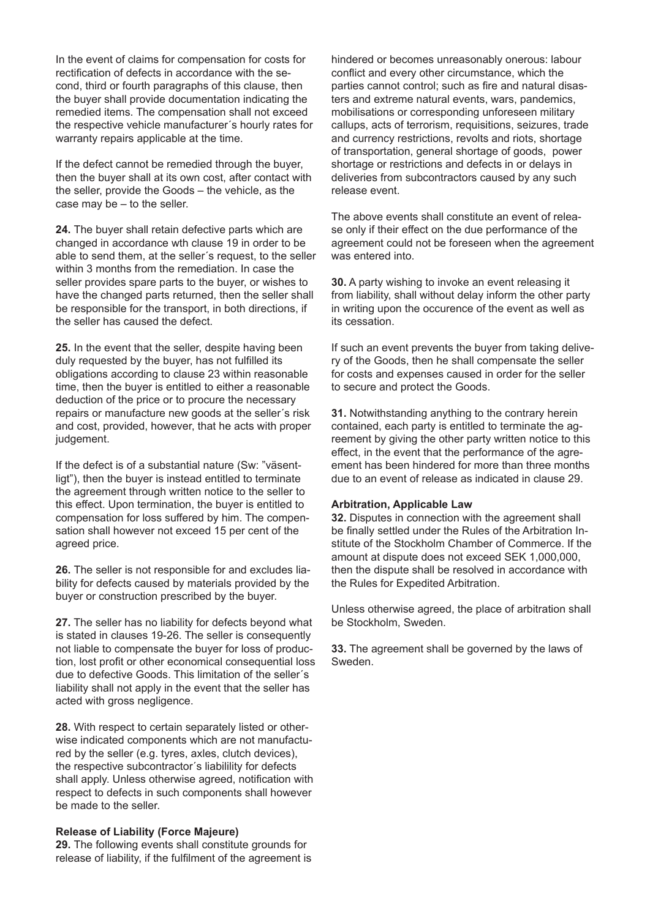In the event of claims for compensation for costs for rectification of defects in accordance with the second, third or fourth paragraphs of this clause, then the buyer shall provide documentation indicating the remedied items. The compensation shall not exceed the respective vehicle manufacturer´s hourly rates for warranty repairs applicable at the time.

If the defect cannot be remedied through the buyer, then the buyer shall at its own cost, after contact with the seller, provide the Goods – the vehicle, as the case may be – to the seller.

**24.** The buyer shall retain defective parts which are changed in accordance wth clause 19 in order to be able to send them, at the seller´s request, to the seller within 3 months from the remediation. In case the seller provides spare parts to the buyer, or wishes to have the changed parts returned, then the seller shall be responsible for the transport, in both directions, if the seller has caused the defect.

**25.** In the event that the seller, despite having been duly requested by the buyer, has not fulfilled its obligations according to clause 23 within reasonable time, then the buyer is entitled to either a reasonable deduction of the price or to procure the necessary repairs or manufacture new goods at the seller´s risk and cost, provided, however, that he acts with proper judgement.

If the defect is of a substantial nature (Sw: ”väsentligt”), then the buyer is instead entitled to terminate the agreement through written notice to the seller to this effect. Upon termination, the buyer is entitled to compensation for loss suffered by him. The compensation shall however not exceed 15 per cent of the agreed price.

**26.** The seller is not responsible for and excludes liability for defects caused by materials provided by the buyer or construction prescribed by the buyer.

**27.** The seller has no liability for defects beyond what is stated in clauses 19-26. The seller is consequently not liable to compensate the buyer for loss of production, lost profit or other economical consequential loss due to defective Goods. This limitation of the seller´s liability shall not apply in the event that the seller has acted with gross negligence.

**28.** With respect to certain separately listed or otherwise indicated components which are not manufactured by the seller (e.g. tyres, axles, clutch devices), the respective subcontractor´s liabilility for defects shall apply. Unless otherwise agreed, notification with respect to defects in such components shall however be made to the seller.

**Release of Liability (Force Majeure)**

**29.** The following events shall constitute grounds for release of liability, if the fulfilment of the agreement is hindered or becomes unreasonably onerous: labour conflict and every other circumstance, which the parties cannot control; such as fire and natural disasters and extreme natural events, wars, pandemics, mobilisations or corresponding unforeseen military callups, acts of terrorism, requisitions, seizures, trade and currency restrictions, revolts and riots, shortage of transportation, general shortage of goods, power shortage or restrictions and defects in or delays in deliveries from subcontractors caused by any such release event.

The above events shall constitute an event of release only if their effect on the due performance of the agreement could not be foreseen when the agreement was entered into.

**30.** A party wishing to invoke an event releasing it from liability, shall without delay inform the other party in writing upon the occurence of the event as well as its cessation.

If such an event prevents the buyer from taking delivery of the Goods, then he shall compensate the seller for costs and expenses caused in order for the seller to secure and protect the Goods.

**31.** Notwithstanding anything to the contrary herein contained, each party is entitled to terminate the agreement by giving the other party written notice to this effect, in the event that the performance of the agreement has been hindered for more than three months due to an event of release as indicated in clause 29.

**Arbitration, Applicable Law**

**32.** Disputes in connection with the agreement shall be finally settled under the Rules of the Arbitration Institute of the Stockholm Chamber of Commerce. If the amount at dispute does not exceed SEK 1,000,000, then the dispute shall be resolved in accordance with the Rules for Expedited Arbitration.

Unless otherwise agreed, the place of arbitration shall be Stockholm, Sweden.

**33.** The agreement shall be governed by the laws of Sweden.